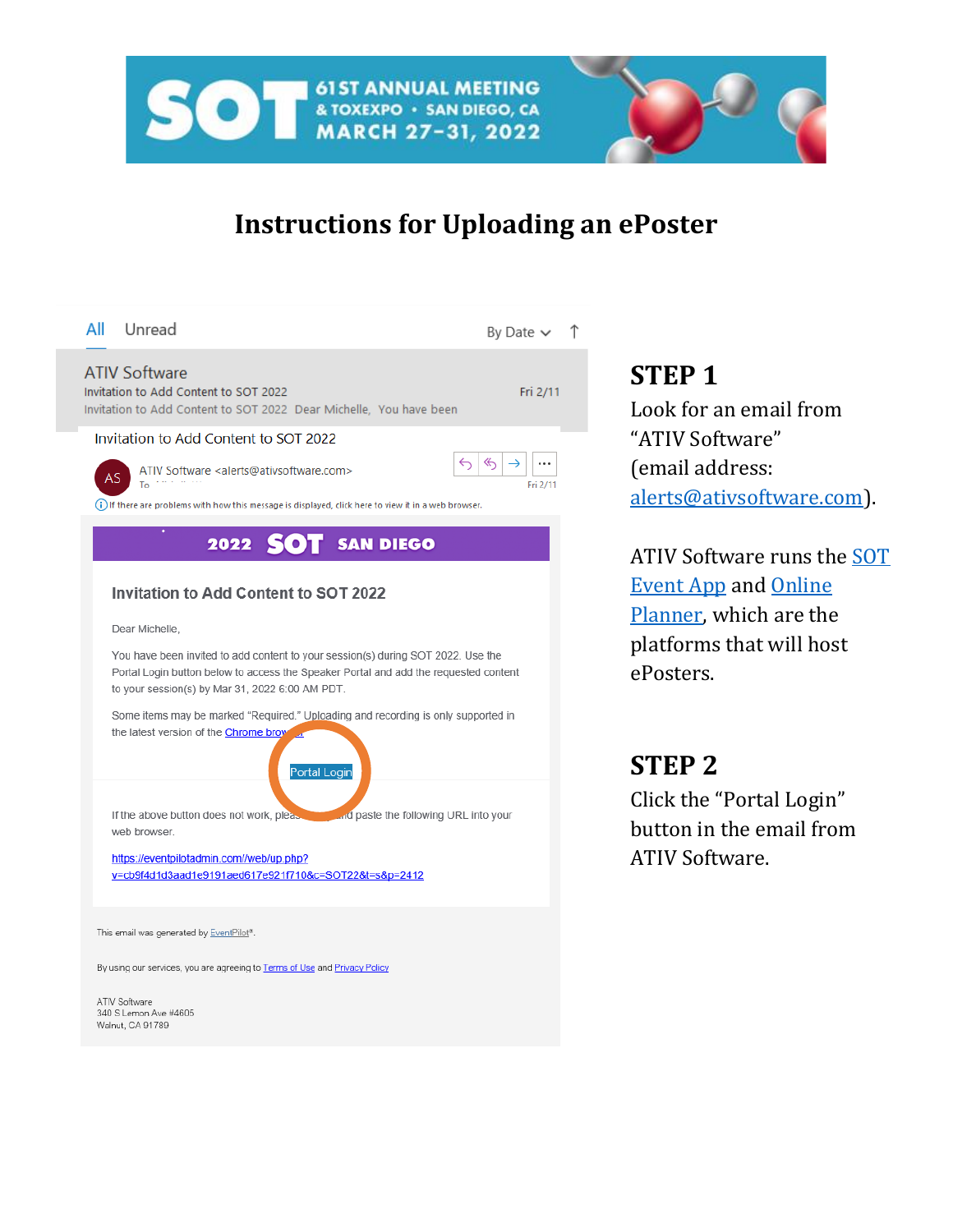# Instructions for Uploading an ePoster

## STEP 1

Look for an email from "ATIV Software" (email address: alerts@ativsoftware.com).

ATIV Software runs the SOT Event App and Online Planner, which are the platforms that will host ePosters.

## STEP 2

Click the "Portal Login" button in the email from ATIV Software.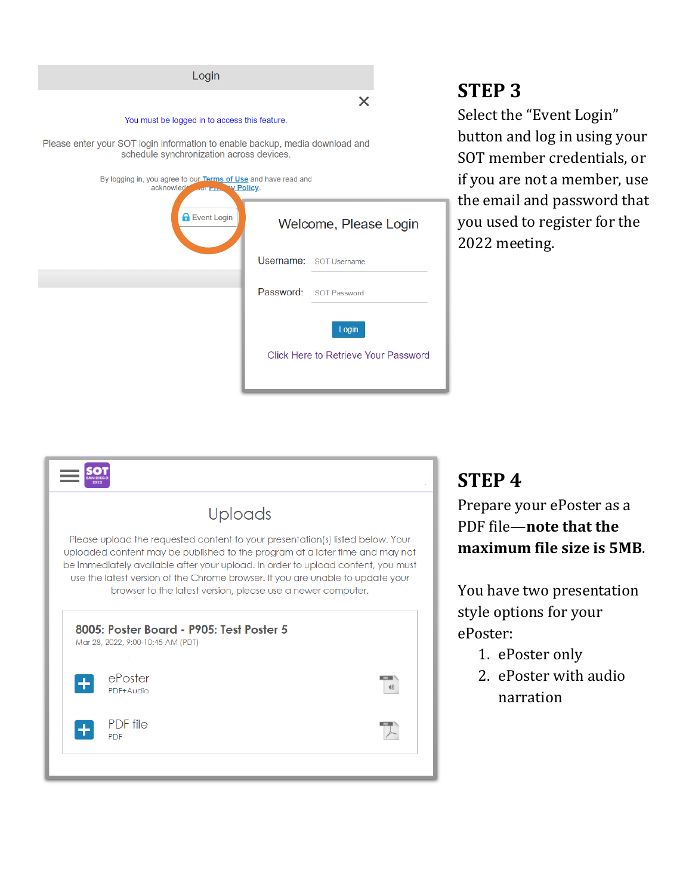## STEP 3

Select the "Event Login" button and log in using your SOT member credentials, or if you are not a member, use the email and password that you used to register for the 2022 meeting.

## STEP 4

Prepare your ePoster as a PDF file—**note that the maximum file size is 5MB**.

You have two presentation style options for your ePoster:

1. ePoster only
2. ePoster with audio narration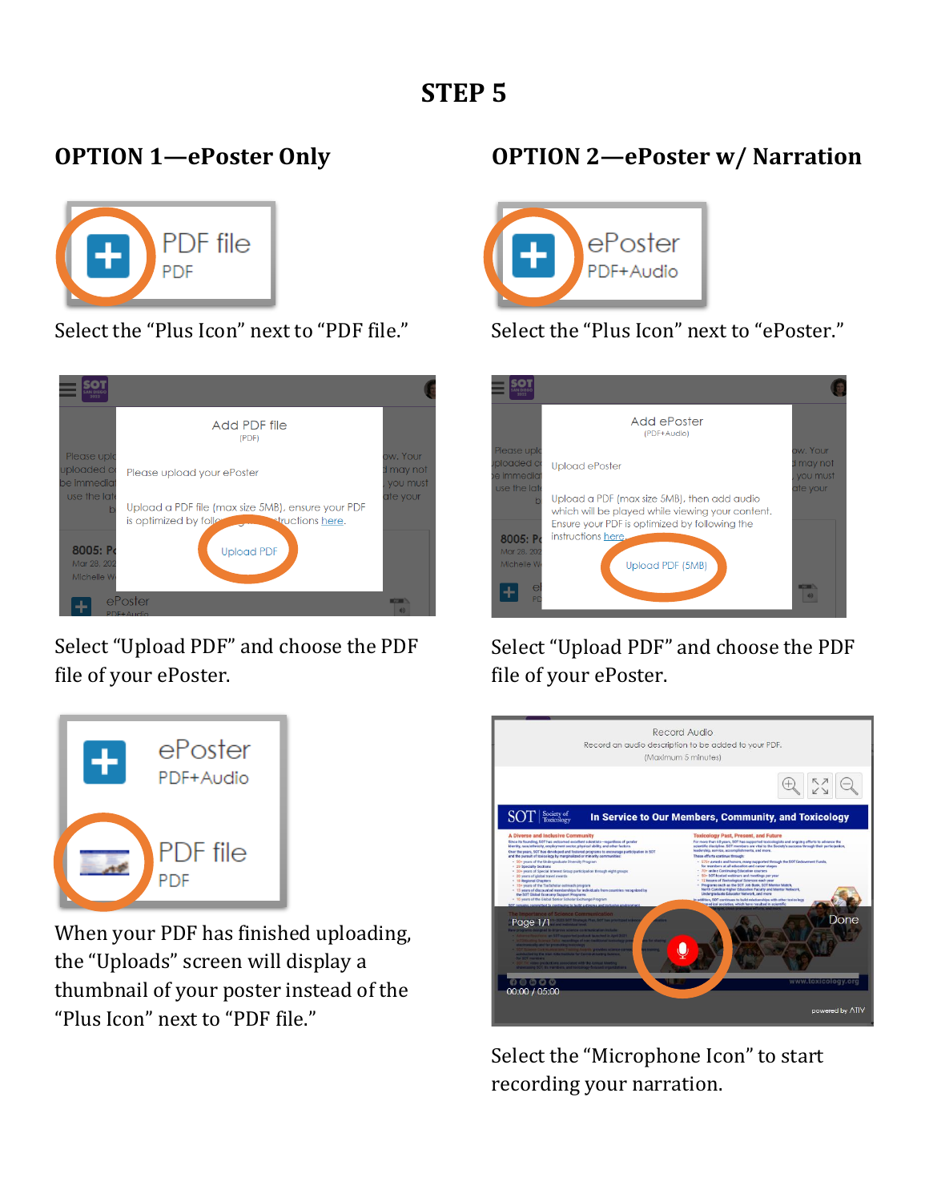# STEP 5

## OPTION 1—ePoster Only

Select the "Plus Icon" next to "PDF file."

Select "Upload PDF" and choose the PDF file of your ePoster.

When your PDF has finished uploading, the "Uploads" screen will display a thumbnail of your poster instead of the "Plus Icon" next to "PDF file."

## OPTION 2—ePoster w/ Narration

Select the "Plus Icon" next to "ePoster."

Select "Upload PDF" and choose the PDF file of your ePoster.

Select the "Microphone Icon" to start recording your narration.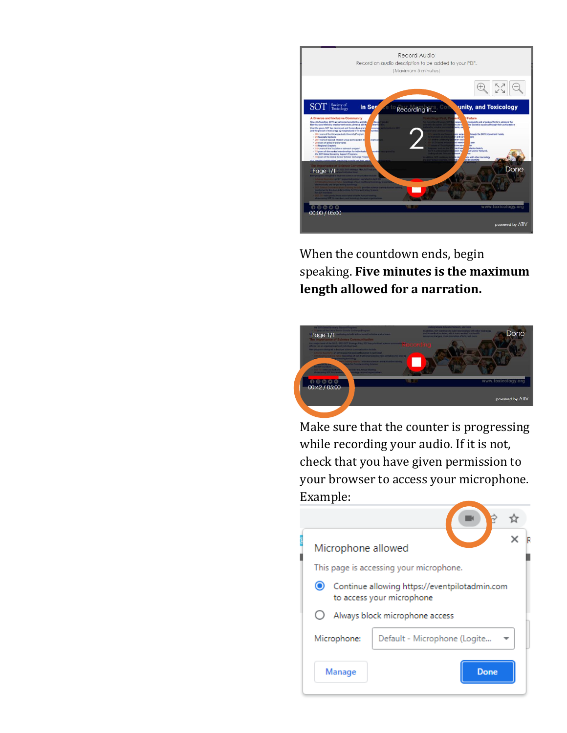When the countdown ends, begin speaking. **Five minutes is the maximum length allowed for a narration.**

Make sure that the counter is progressing while recording your audio. If it is not, check that you have given permission to your browser to access your microphone. Example: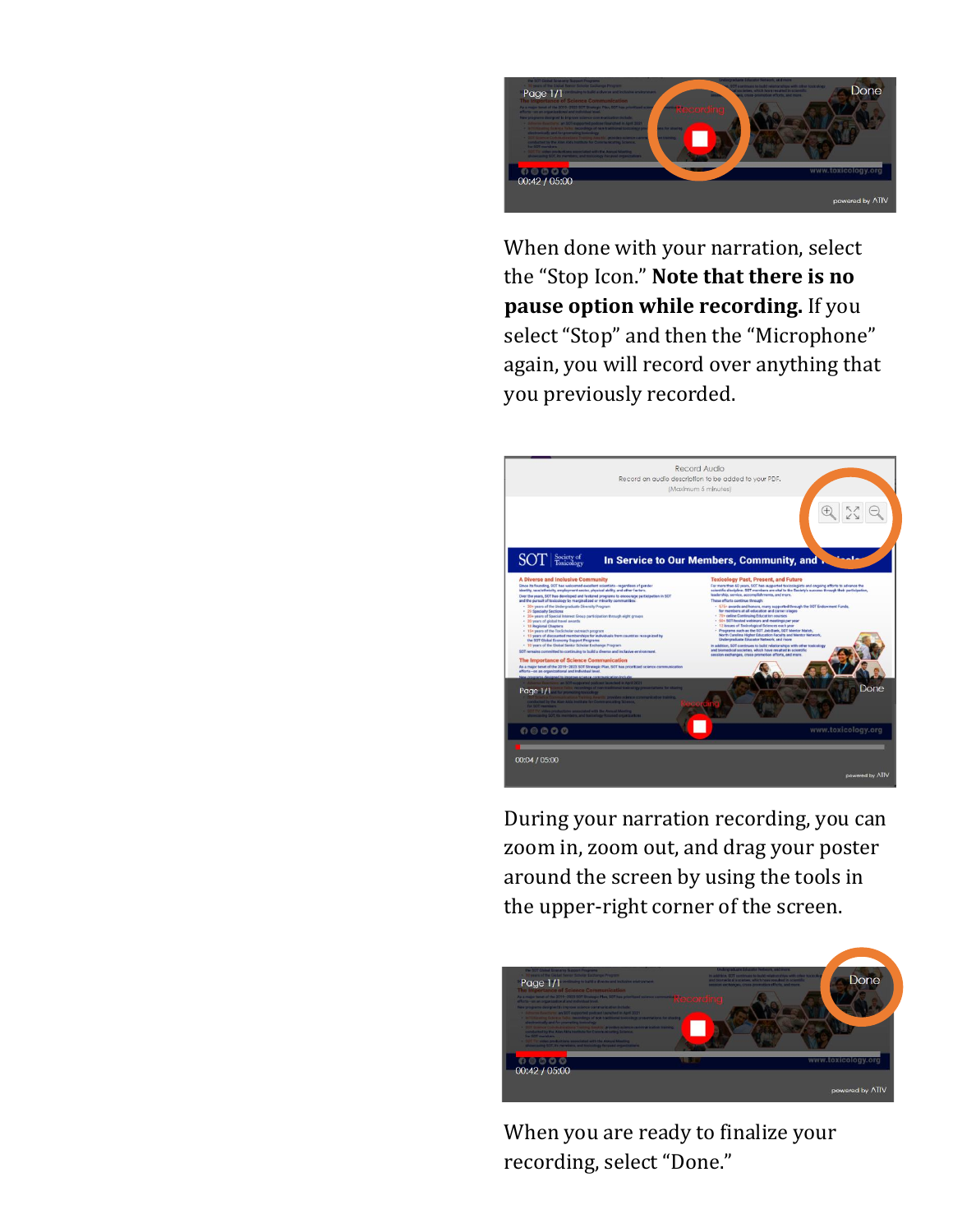When done with your narration, select the “Stop Icon.” **Note that there is no pause option while recording.** If you select “Stop” and then the “Microphone” again, you will record over anything that you previously recorded.

During your narration recording, you can zoom in, zoom out, and drag your poster around the screen by using the tools in the upper-right corner of the screen.

When you are ready to finalize your recording, select “Done.”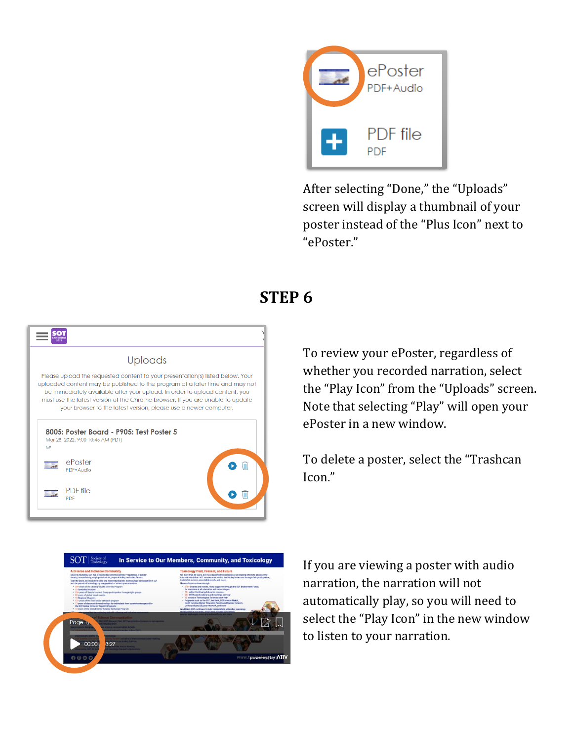After selecting "Done," the "Uploads" screen will display a thumbnail of your poster instead of the "Plus Icon" next to "ePoster."

## STEP 6

To review your ePoster, regardless of whether you recorded narration, select the "Play Icon" from the "Uploads" screen. Note that selecting "Play" will open your ePoster in a new window.

To delete a poster, select the "Trashcan Icon."

If you are viewing a poster with audio narration, the narration will not automatically play, so you will need to select the "Play Icon" in the new window to listen to your narration.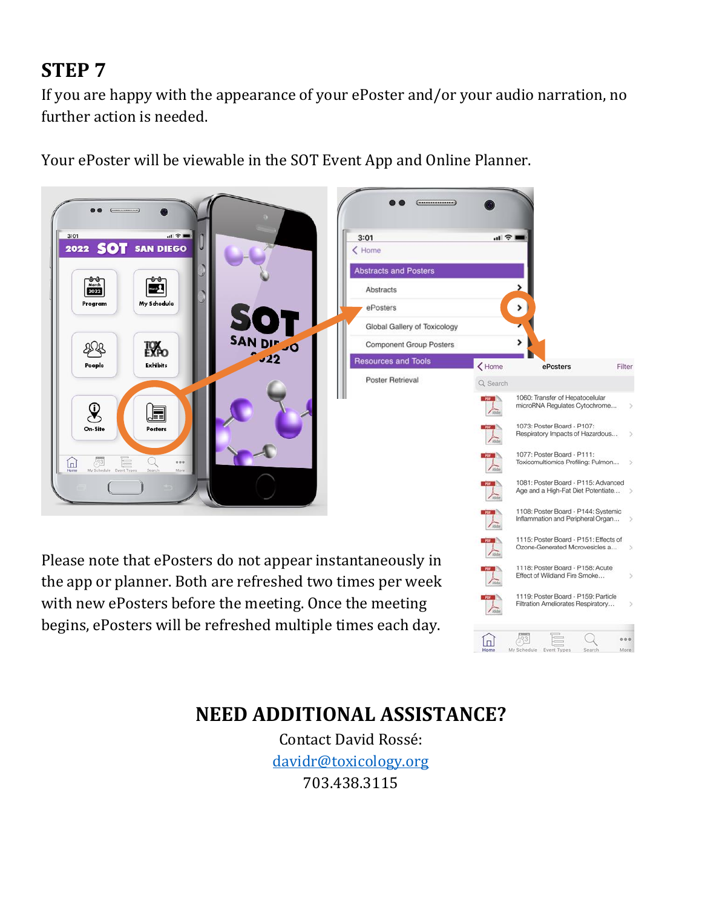## STEP 7

If you are happy with the appearance of your ePoster and/or your audio narration, no further action is needed.

Your ePoster will be viewable in the SOT Event App and Online Planner.

Please note that ePosters do not appear instantaneously in the app or planner. Both are refreshed two times per week with new ePosters before the meeting. Once the meeting begins, ePosters will be refreshed multiple times each day.

## NEED ADDITIONAL ASSISTANCE?

Contact David Rossé:

davidr@toxicology.org

703.438.3115